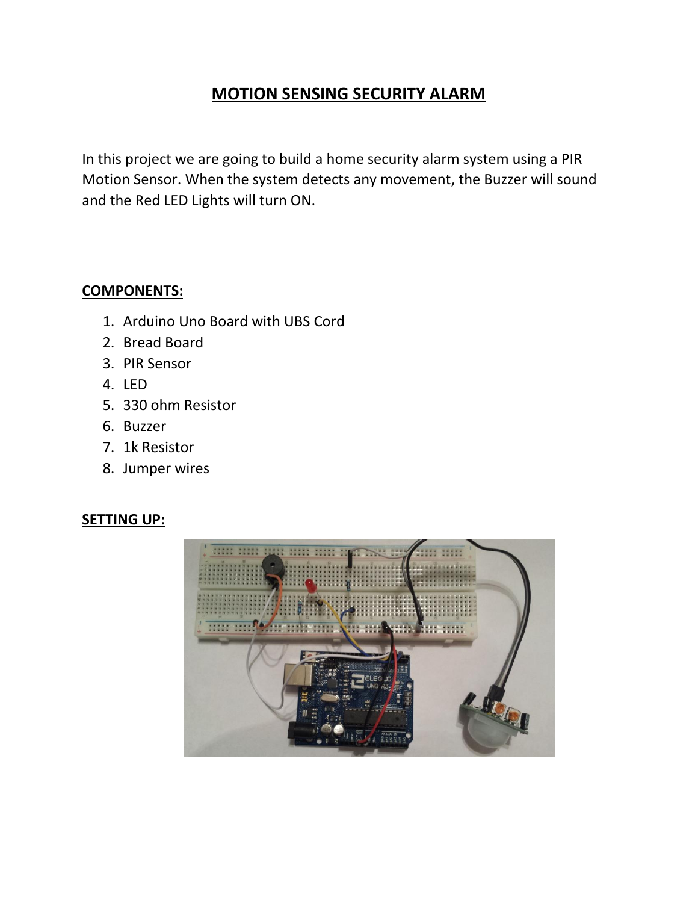# MOTION SENSING SECURITY ALARM

In this project we are going to build a home security alarm system using a PIR Motion Sensor. When the system detects any movement, the Buzzer will sound and the Red LED Lights will turn ON.

## COMPONENTS:

1. Arduino Uno Board with UBS Cord
2. Bread Board
3. PIR Sensor
4. LED
5. 330 ohm Resistor
6. Buzzer
7. 1k Resistor
8. Jumper wires

## SETTING UP: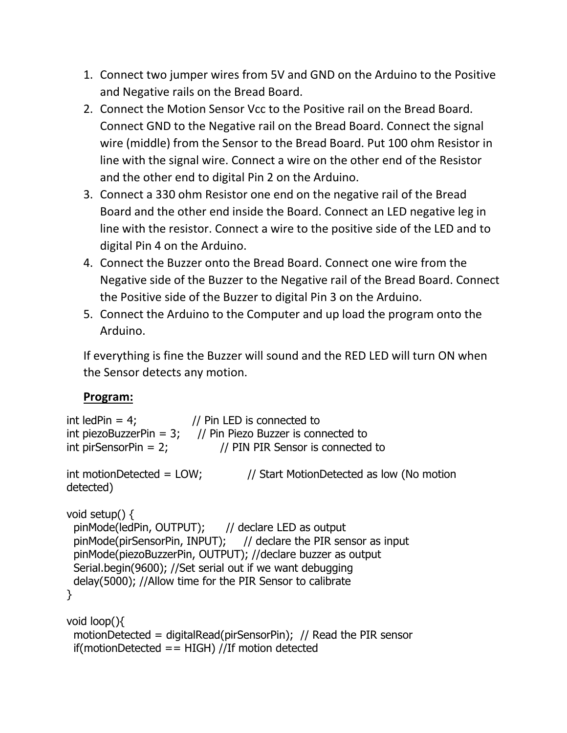1. Connect two jumper wires from 5V and GND on the Arduino to the Positive and Negative rails on the Bread Board.
2. Connect the Motion Sensor Vcc to the Positive rail on the Bread Board. Connect GND to the Negative rail on the Bread Board. Connect the signal wire (middle) from the Sensor to the Bread Board. Put 100 ohm Resistor in line with the signal wire. Connect a wire on the other end of the Resistor and the other end to digital Pin 2 on the Arduino.
3. Connect a 330 ohm Resistor one end on the negative rail of the Bread Board and the other end inside the Board. Connect an LED negative leg in line with the resistor. Connect a wire to the positive side of the LED and to digital Pin 4 on the Arduino.
4. Connect the Buzzer onto the Bread Board. Connect one wire from the Negative side of the Buzzer to the Negative rail of the Bread Board. Connect the Positive side of the Buzzer to digital Pin 3 on the Arduino.
5. Connect the Arduino to the Computer and up load the program onto the Arduino.

If everything is fine the Buzzer will sound and the RED LED will turn ON when the Sensor detects any motion.

**Program:**

```
int ledPin = 4;              // Pin LED is connected to
int piezoBuzzerPin = 3;     // Pin Piezo Buzzer is connected to
int pirSensorPin = 2;              // PIN PIR Sensor is connected to

int motionDetected = LOW;            // Start MotionDetected as low (No motion
detected)

void setup() {
  pinMode(ledPin, OUTPUT);      // declare LED as output
  pinMode(pirSensorPin, INPUT);     // declare the PIR sensor as input
  pinMode(piezoBuzzerPin, OUTPUT); //declare buzzer as output
  Serial.begin(9600); //Set serial out if we want debugging
  delay(5000); //Allow time for the PIR Sensor to calibrate
}

void loop(){
  motionDetected = digitalRead(pirSensorPin);  // Read the PIR sensor
  if(motionDetected == HIGH) //If motion detected
```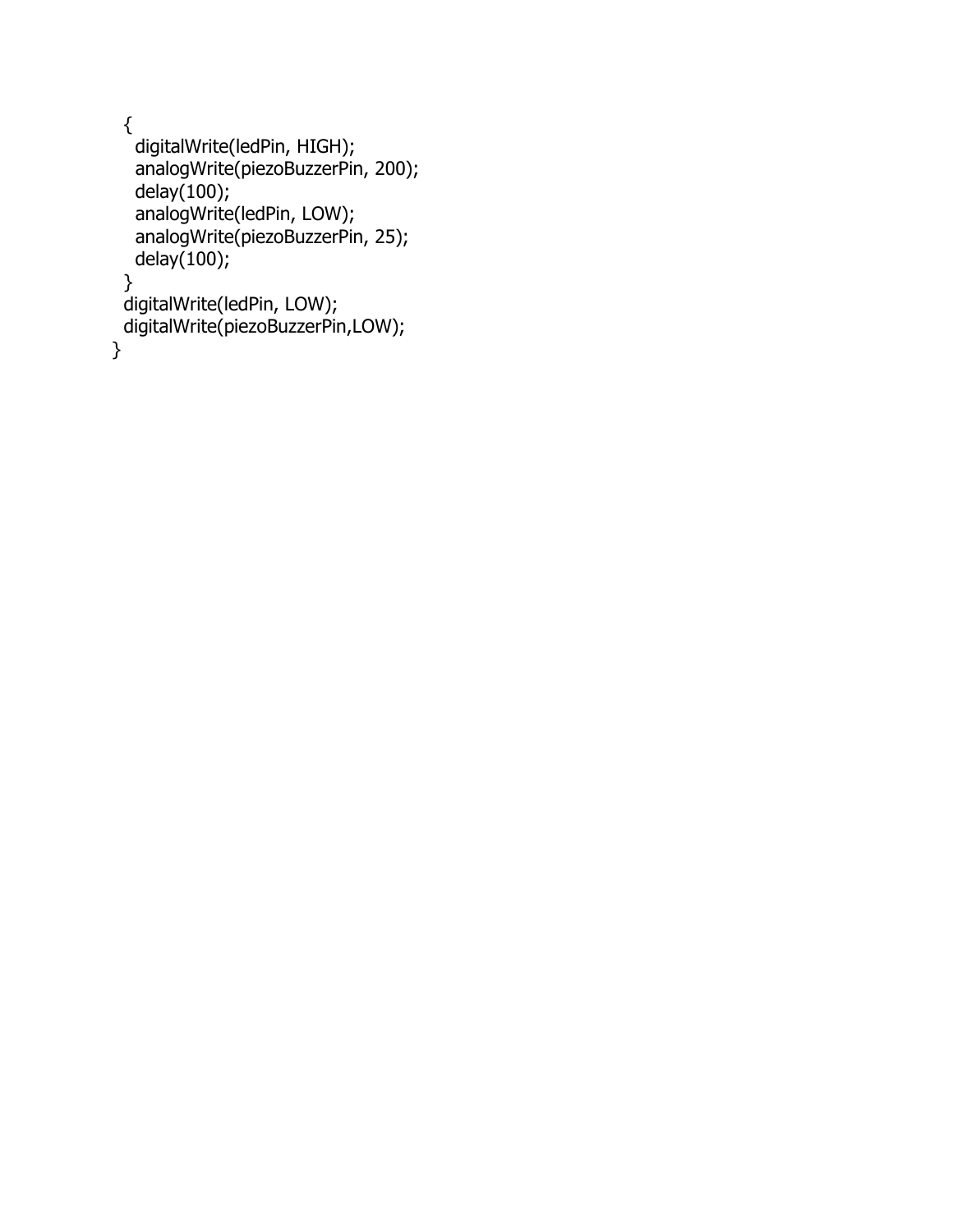```
  {
    digitalWrite(ledPin, HIGH);
    analogWrite(piezoBuzzerPin, 200);
    delay(100);
    analogWrite(ledPin, LOW);
    analogWrite(piezoBuzzerPin, 25);
    delay(100);
  }
  digitalWrite(ledPin, LOW);
  digitalWrite(piezoBuzzerPin,LOW);
}
```